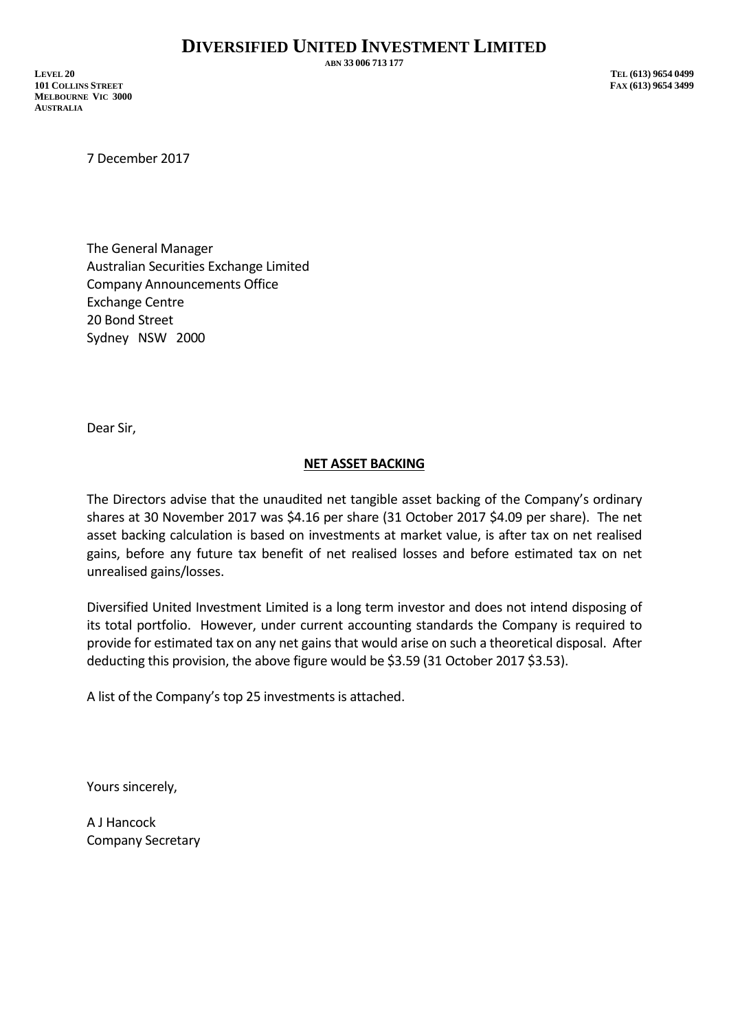# DIVERSIFIED UNITED INVESTMENT LIMITED

ABN 33 006 713 177

LEVEL 20
101 COLLINS STREET
MELBOURNE VIC 3000
AUSTRALIA

TEL (613) 9654 0499
FAX (613) 9654 3499

7 December 2017

The General Manager
Australian Securities Exchange Limited
Company Announcements Office
Exchange Centre
20 Bond Street
Sydney NSW 2000

Dear Sir,

**NET ASSET BACKING**

The Directors advise that the unaudited net tangible asset backing of the Company's ordinary shares at 30 November 2017 was $4.16 per share (31 October 2017 $4.09 per share). The net asset backing calculation is based on investments at market value, is after tax on net realised gains, before any future tax benefit of net realised losses and before estimated tax on net unrealised gains/losses.

Diversified United Investment Limited is a long term investor and does not intend disposing of its total portfolio. However, under current accounting standards the Company is required to provide for estimated tax on any net gains that would arise on such a theoretical disposal. After deducting this provision, the above figure would be $3.59 (31 October 2017 $3.53).

A list of the Company's top 25 investments is attached.

Yours sincerely,

A J Hancock
Company Secretary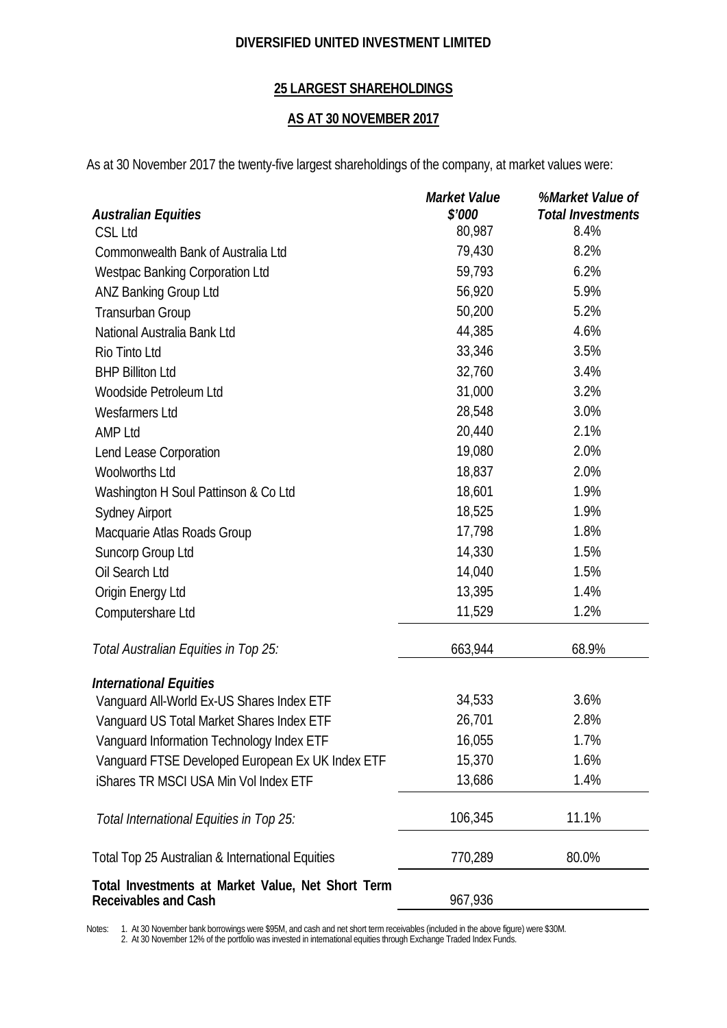**DIVERSIFIED UNITED INVESTMENT LIMITED**

**25 LARGEST SHAREHOLDINGS**

**AS AT 30 NOVEMBER 2017**

As at 30 November 2017 the twenty-five largest shareholdings of the company, at market values were:

| ***Australian Equities*** | ***Market Value $'000*** | ***%Market Value of Total Investments*** |
|---|---|---|
| CSL Ltd | 80,987 | 8.4% |
| Commonwealth Bank of Australia Ltd | 79,430 | 8.2% |
| Westpac Banking Corporation Ltd | 59,793 | 6.2% |
| ANZ Banking Group Ltd | 56,920 | 5.9% |
| Transurban Group | 50,200 | 5.2% |
| National Australia Bank Ltd | 44,385 | 4.6% |
| Rio Tinto Ltd | 33,346 | 3.5% |
| BHP Billiton Ltd | 32,760 | 3.4% |
| Woodside Petroleum Ltd | 31,000 | 3.2% |
| Wesfarmers Ltd | 28,548 | 3.0% |
| AMP Ltd | 20,440 | 2.1% |
| Lend Lease Corporation | 19,080 | 2.0% |
| Woolworths Ltd | 18,837 | 2.0% |
| Washington H Soul Pattinson & Co Ltd | 18,601 | 1.9% |
| Sydney Airport | 18,525 | 1.9% |
| Macquarie Atlas Roads Group | 17,798 | 1.8% |
| Suncorp Group Ltd | 14,330 | 1.5% |
| Oil Search Ltd | 14,040 | 1.5% |
| Origin Energy Ltd | 13,395 | 1.4% |
| Computershare Ltd | 11,529 | 1.2% |
| *Total Australian Equities in Top 25:* | 663,944 | 68.9% |
| ***International Equities*** | | |
| Vanguard All-World Ex-US Shares Index ETF | 34,533 | 3.6% |
| Vanguard US Total Market Shares Index ETF | 26,701 | 2.8% |
| Vanguard Information Technology Index ETF | 16,055 | 1.7% |
| Vanguard FTSE Developed European Ex UK Index ETF | 15,370 | 1.6% |
| iShares TR MSCI USA Min Vol Index ETF | 13,686 | 1.4% |
| *Total International Equities in Top 25:* | 106,345 | 11.1% |
| Total Top 25 Australian & International Equities | 770,289 | 80.0% |
| **Total Investments at Market Value, Net Short Term Receivables and Cash** | 967,936 | |

Notes: 1. At 30 November bank borrowings were $95M, and cash and net short term receivables (included in the above figure) were $30M.
2. At 30 November 12% of the portfolio was invested in international equities through Exchange Traded Index Funds.